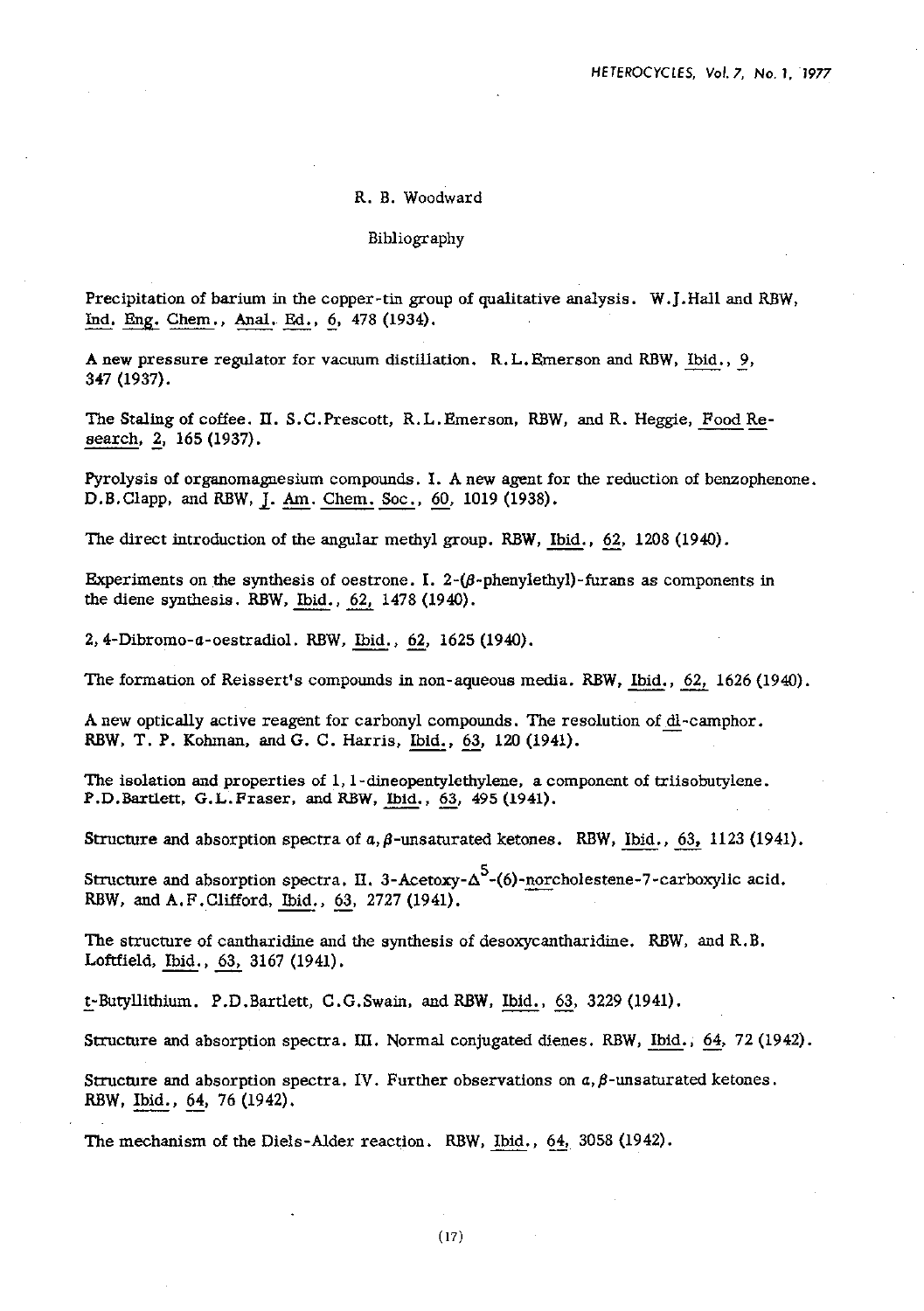R. B. Woodward

Bibliography

Precipitation of barium in the copper-tin group of qualitative analysis. W.J.Hall and RBW, Ind. Eng. Chem., Anal. Ed., 6, 478 (1934).

A new pressure regulator for vacuum distillation. R.L.Emerson and RBW, Ibid., 9, 347 (1937).

The Staling of coffee. II. S.C.Prescott, R.L.Emerson, RBW, and R. Heggie, Food Research, 2, 165 (1937).

Pyrolysis of organomagnesium compounds. I. A new agent for the reduction of benzophenone. D.B.Clapp, and RBW, J. Am. Chem. Soc., 60, 1019 (1938).

The direct introduction of the angular methyl group. RBW, Ibid., 62, 1208 (1940).

Experiments on the synthesis of oestrone. I. 2-(β-phenylethyl)-furans as components in the diene synthesis. RBW, Ibid., 62, 1478 (1940).

2, 4-Dibromo-α-oestradiol. RBW, Ibid., 62, 1625 (1940).

The formation of Reissert's compounds in non-aqueous media. RBW, Ibid., 62, 1626 (1940).

A new optically active reagent for carbonyl compounds. The resolution of dl-camphor. RBW, T. P. Kohman, and G. C. Harris, Ibid., 63, 120 (1941).

The isolation and properties of 1, 1-dineopentylethylene, a component of triisobutylene. P.D.Bartlett, G.L.Fraser, and RBW, Ibid., 63, 495 (1941).

Structure and absorption spectra of α,β-unsaturated ketones. RBW, Ibid., 63, 1123 (1941).

Structure and absorption spectra. II. 3-Acetoxy-$\Delta^5$-(6)-norcholestene-7-carboxylic acid. RBW, and A.F.Clifford, Ibid., 63, 2727 (1941).

The structure of cantharidine and the synthesis of desoxycantharidine. RBW, and R.B. Loftfield, Ibid., 63, 3167 (1941).

t-Butyllithium. P.D.Bartlett, C.G.Swain, and RBW, Ibid., 63, 3229 (1941).

Structure and absorption spectra. III. Normal conjugated dienes. RBW, Ibid., 64, 72 (1942).

Structure and absorption spectra. IV. Further observations on α,β-unsaturated ketones. RBW, Ibid., 64, 76 (1942).

The mechanism of the Diels-Alder reaction. RBW, Ibid., 64, 3058 (1942).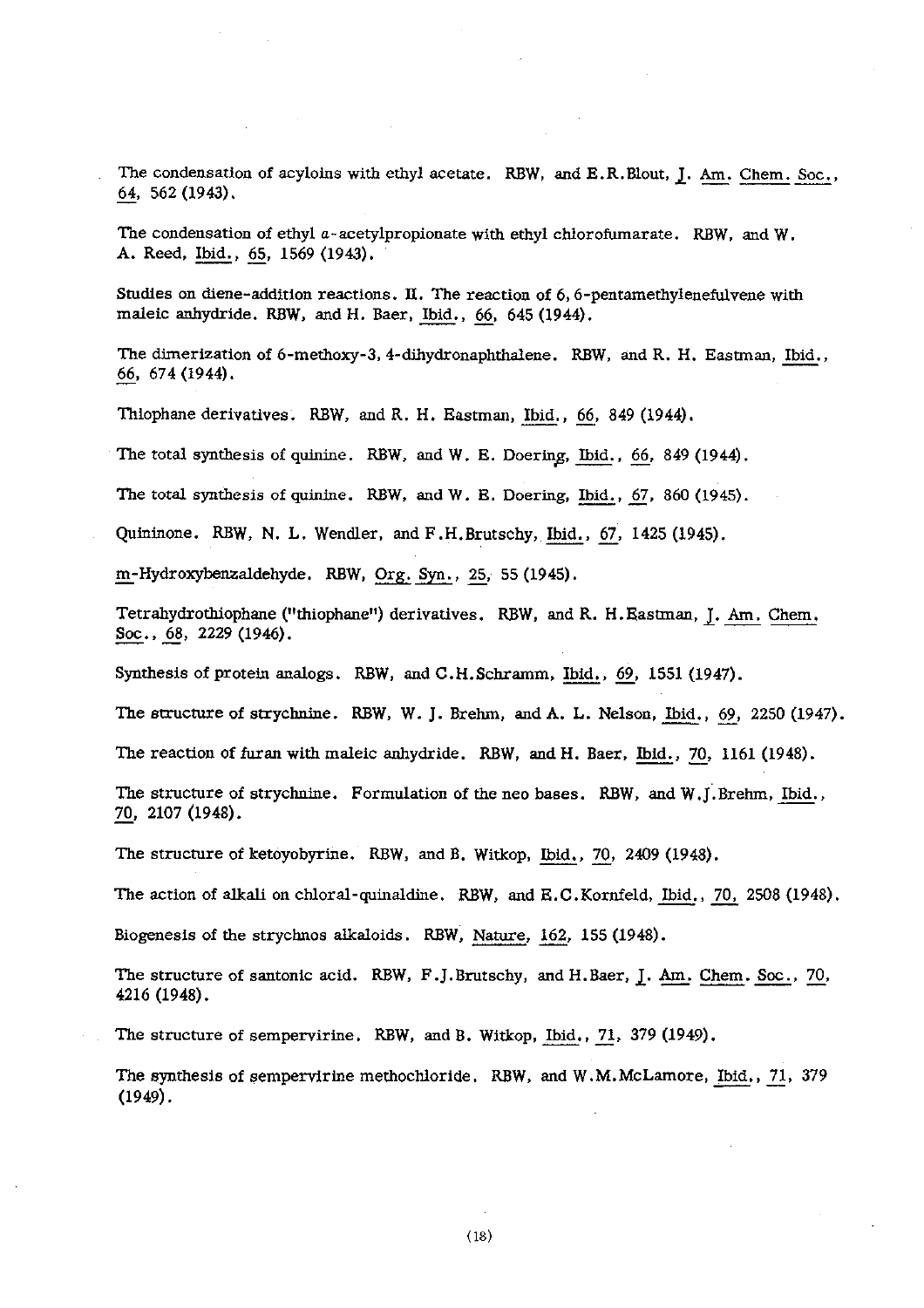The condensation of acyloins with ethyl acetate. RBW, and E.R.Blout, J. Am. Chem. Soc., 64, 562 (1943).

The condensation of ethyl α-acetylpropionate with ethyl chlorofumarate. RBW, and W. A. Reed, Ibid., 65, 1569 (1943).

Studies on diene-addition reactions. II. The reaction of 6, 6-pentamethylenefulvene with maleic anhydride. RBW, and H. Baer, Ibid., 66, 645 (1944).

The dimerization of 6-methoxy-3, 4-dihydronaphthalene. RBW, and R. H. Eastman, Ibid., 66, 674 (1944).

Thiophane derivatives. RBW, and R. H. Eastman, Ibid., 66, 849 (1944).

The total synthesis of quinine. RBW, and W. E. Doering, Ibid., 66, 849 (1944).

The total synthesis of quinine. RBW, and W. E. Doering, Ibid., 67, 860 (1945).

Quininone. RBW, N. L. Wendler, and F.H.Brutschy, Ibid., 67, 1425 (1945).

m-Hydroxybenzaldehyde. RBW, Org. Syn., 25, 55 (1945).

Tetrahydrothiophane ("thiophane") derivatives. RBW, and R. H.Eastman, J. Am. Chem. Soc., 68, 2229 (1946).

Synthesis of protein analogs. RBW, and C.H.Schramm, Ibid., 69, 1551 (1947).

The structure of strychnine. RBW, W. J. Brehm, and A. L. Nelson, Ibid., 69, 2250 (1947).

The reaction of furan with maleic anhydride. RBW, and H. Baer, Ibid., 70, 1161 (1948).

The structure of strychnine. Formulation of the neo bases. RBW, and W.J.Brehm, Ibid., 70, 2107 (1948).

The structure of ketoyobyrine. RBW, and B. Witkop, Ibid., 70, 2409 (1948).

The action of alkali on chloral-quinaldine. RBW, and E.C.Kornfeld, Ibid., 70, 2508 (1948).

Biogenesis of the strychnos alkaloids. RBW, Nature, 162, 155 (1948).

The structure of santonic acid. RBW, F.J.Brutschy, and H.Baer, J. Am. Chem. Soc., 70, 4216 (1948).

The structure of sempervirine. RBW, and B. Witkop, Ibid., 71, 379 (1949).

The synthesis of sempervirine methochloride. RBW, and W.M.McLamore, Ibid., 71, 379 (1949).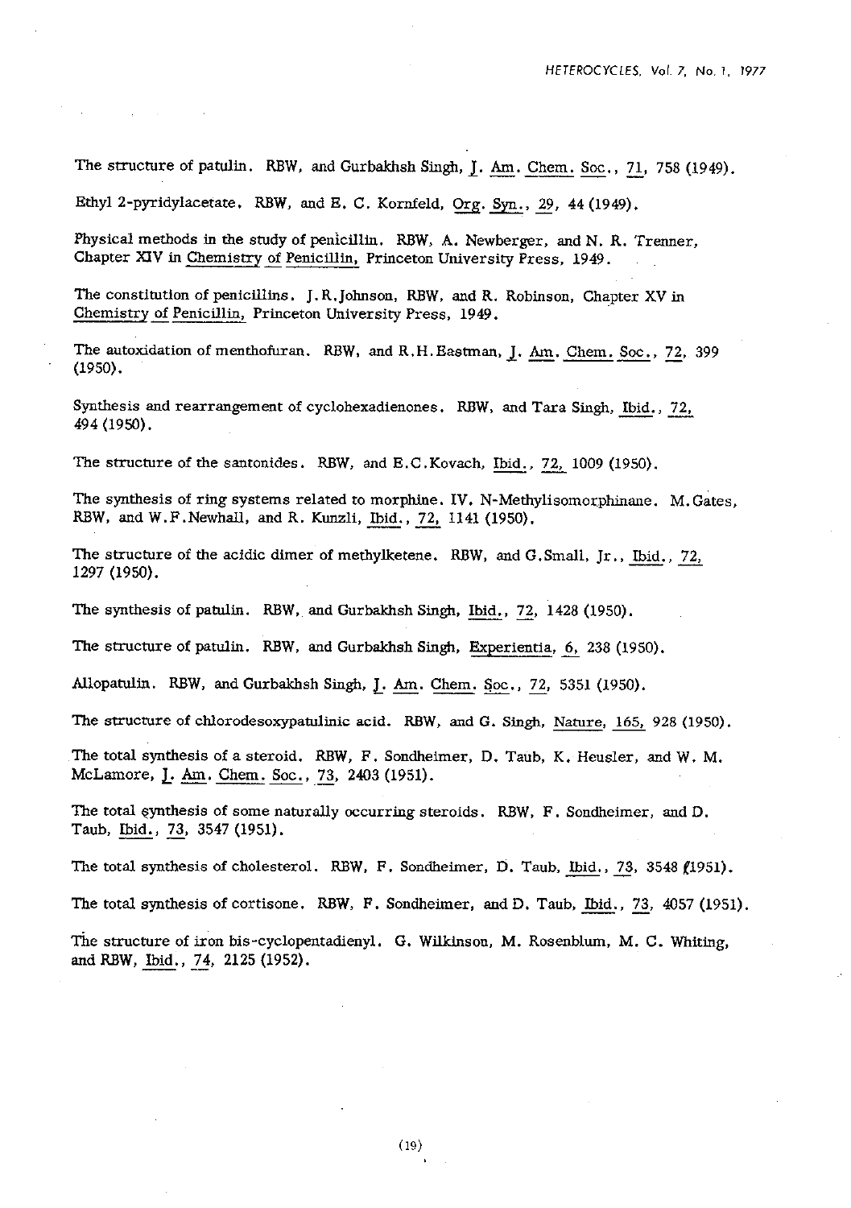The structure of patulin. RBW, and Gurbakhsh Singh, J. Am. Chem. Soc., 71, 758 (1949).

Ethyl 2-pyridylacetate. RBW, and E. C. Kornfeld, Org. Syn., 29, 44 (1949).

Physical methods in the study of penicillin. RBW, A. Newberger, and N. R. Trenner, Chapter XIV in Chemistry of Penicillin, Princeton University Press, 1949.

The constitution of penicillins. J. R. Johnson, RBW, and R. Robinson, Chapter XV in Chemistry of Penicillin, Princeton University Press, 1949.

The autoxidation of menthofuran. RBW, and R.H. Eastman, J. Am. Chem. Soc., 72, 399 (1950).

Synthesis and rearrangement of cyclohexadienones. RBW, and Tara Singh, Ibid., 72, 494 (1950).

The structure of the santonides. RBW, and E.C. Kovach, Ibid., 72, 1009 (1950).

The synthesis of ring systems related to morphine. IV. N-Methylisomorphinane. M. Gates, RBW, and W.F. Newhall, and R. Kunzli, Ibid., 72, 1141 (1950).

The structure of the acidic dimer of methylketene. RBW, and G. Small, Jr., Ibid., 72, 1297 (1950).

The synthesis of patulin. RBW, and Gurbakhsh Singh, Ibid., 72, 1428 (1950).

The structure of patulin. RBW, and Gurbakhsh Singh, Experientia, 6, 238 (1950).

Allopatulin. RBW, and Gurbakhsh Singh, J. Am. Chem. Soc., 72, 5351 (1950).

The structure of chlorodesoxypatulinic acid. RBW, and G. Singh, Nature, 165, 928 (1950).

The total synthesis of a steroid. RBW, F. Sondheimer, D. Taub, K. Heusler, and W. M. McLamore, J. Am. Chem. Soc., 73, 2403 (1951).

The total synthesis of some naturally occurring steroids. RBW, F. Sondheimer, and D. Taub, Ibid., 73, 3547 (1951).

The total synthesis of cholesterol. RBW, F. Sondheimer, D. Taub, Ibid., 73, 3548 (1951).

The total synthesis of cortisone. RBW, F. Sondheimer, and D. Taub, Ibid., 73, 4057 (1951).

The structure of iron bis-cyclopentadienyl. G. Wilkinson, M. Rosenblum, M. C. Whiting, and RBW, Ibid., 74, 2125 (1952).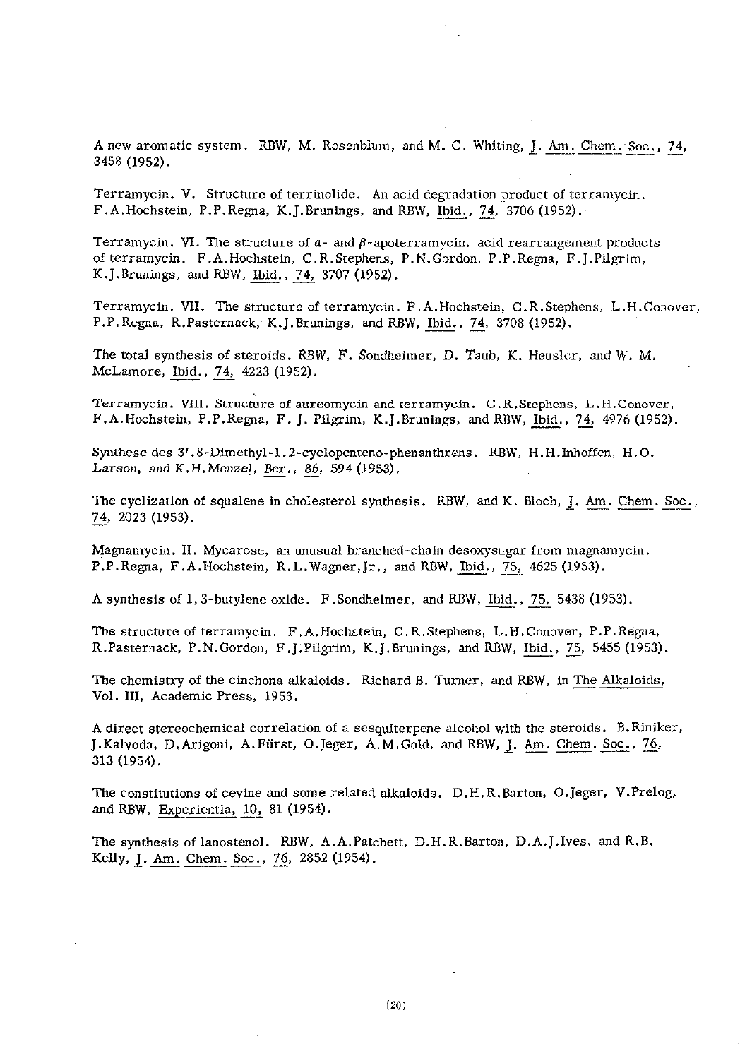A new aromatic system. RBW, M. Rosenblum, and M. C. Whiting, J. Am. Chem. Soc., 74, 3458 (1952).

Terramycin. V. Structure of terrinolide. An acid degradation product of terramycin. F.A.Hochstein, P.P.Regna, K.J.Brunings, and RBW, Ibid., 74, 3706 (1952).

Terramycin. VI. The structure of α- and β-apoterramycin, acid rearrangement products of terramycin. F.A.Hochstein, C.R.Stephens, P.N.Gordon, P.P.Regna, F.J.Pilgrim, K.J.Brunings, and RBW, Ibid., 74, 3707 (1952).

Terramycin. VII. The structure of terramycin. F.A.Hochstein, C.R.Stephens, L.H.Conover, P.P.Regna, R.Pasternack, K.J.Brunings, and RBW, Ibid., 74, 3708 (1952).

The total synthesis of steroids. RBW, F. Sondheimer, D. Taub, K. Heusler, and W. M. McLamore, Ibid., 74, 4223 (1952).

Terramycin. VIII. Structure of aureomycin and terramycin. C.R.Stephens, L.H.Conover, F.A.Hochstein, P.P.Regna, F. J. Pilgrim, K.J.Brunings, and RBW, Ibid., 74, 4976 (1952).

Synthese des 3'.8-Dimethyl-1.2-cyclopenteno-phenanthrens. RBW, H.H.Inhoffen, H.O. Larson, and K.H.Menzel, Ber., 86, 594 (1953).

The cyclization of squalene in cholesterol synthesis. RBW, and K. Bloch, J. Am. Chem. Soc., 74, 2023 (1953).

Magnamycin. II. Mycarose, an unusual branched-chain desoxysugar from magnamycin. P.P.Regna, F.A.Hochstein, R.L.Wagner,Jr., and RBW, Ibid., 75, 4625 (1953).

A synthesis of 1,3-butylene oxide. F.Sondheimer, and RBW, Ibid., 75, 5438 (1953).

The structure of terramycin. F.A.Hochstein, C.R.Stephens, L.H.Conover, P.P.Regna, R.Pasternack, P.N.Gordon, F.J.Pilgrim, K.J.Brunings, and RBW, Ibid., 75, 5455 (1953).

The chemistry of the cinchona alkaloids. Richard B. Turner, and RBW, in The Alkaloids, Vol. III, Academic Press, 1953.

A direct stereochemical correlation of a sesquiterpene alcohol with the steroids. B.Riniker, J.Kalvoda, D.Arigoni, A.Fürst, O.Jeger, A.M.Gold, and RBW, J. Am. Chem. Soc., 76, 313 (1954).

The constitutions of cevine and some related alkaloids. D.H.R.Barton, O.Jeger, V.Prelog, and RBW, Experientia, 10, 81 (1954).

The synthesis of lanostenol. RBW, A.A.Patchett, D.H.R.Barton, D.A.J.Ives, and R.B. Kelly, J. Am. Chem. Soc., 76, 2852 (1954).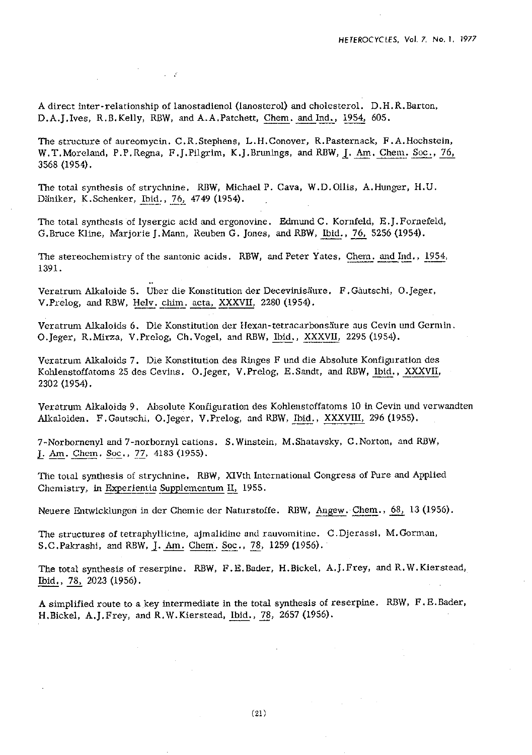A direct inter-relationship of lanostadienol (lanosterol) and cholesterol. D.H.R.Barton, D.A.J.Ives, R.B.Kelly, RBW, and A.A.Patchett, Chem. and Ind., 1954, 605.

The structure of aureomycin. C.R.Stephens, L.H.Conover, R.Pasternack, F.A.Hochstein, W.T.Moreland, P.P.Regna, F.J.Pilgrim, K.J.Brunings, and RBW, J. Am. Chem. Soc., 76, 3568 (1954).

The total synthesis of strychnine. RBW, Michael P. Cava, W.D.Ollis, A.Hunger, H.U. Däniker, K.Schenker, Ibid., 76, 4749 (1954).

The total synthesis of lysergic acid and ergonovine. Edmund C. Kornfeld, E.J.Fornefeld, G.Bruce Kline, Marjorie J.Mann, Reuben G. Jones, and RBW, Ibid., 76, 5256 (1954).

The stereochemistry of the santonic acids. RBW, and Peter Yates, Chem. and Ind., 1954, 1391.

Veratrum Alkaloide 5. Über die Konstitution der Decevinisäure. F.Gautschi, O.Jeger, V.Prelog, and RBW, Helv. chim. acta, XXXVII, 2280 (1954).

Veratrum Alkaloids 6. Die Konstitution der Hexan-tetracarbonsäure aus Cevin und Germin. O.Jeger, R.Mirza, V.Prelog, Ch.Vogel, and RBW, Ibid., XXXVII, 2295 (1954).

Veratrum Alkaloids 7. Die Konstitution des Ringes F und die Absolute Konfiguration des Kohlenstoffatoms 25 des Cevins. O.Jeger, V.Prelog, E.Sandt, and RBW, Ibid., XXXVII, 2302 (1954).

Veratrum Alkaloids 9. Absolute Konfiguration des Kohlenstoffatoms 10 in Cevin und verwandten Alkaloiden. F.Gautschi, O.Jeger, V.Prelog, and RBW, Ibid., XXXVIII, 296 (1955).

7-Norbornenyl and 7-norbornyl cations. S.Winstein, M.Shatavsky, C.Norton, and RBW, J. Am. Chem. Soc., 77, 4183 (1955).

The total synthesis of strychnine. RBW, XIVth International Congress of Pure and Applied Chemistry, in Experientia Supplementum II, 1955.

Neuere Entwicklungen in der Chemie der Naturstoffe. RBW, Angew. Chem., 68, 13 (1956).

The structures of tetraphyllicine, ajmalidine and rauvomitine. C.Djerassi, M.Gorman, S.C.Pakrashi, and RBW, J. Am. Chem. Soc., 78, 1259 (1956).

The total synthesis of reserpine. RBW, F.E.Bader, H.Bickel, A.J.Frey, and R.W.Kierstead, Ibid., 78, 2023 (1956).

A simplified route to a key intermediate in the total synthesis of reserpine. RBW, F.E.Bader, H.Bickel, A.J.Frey, and R.W.Kierstead, Ibid., 78, 2657 (1956).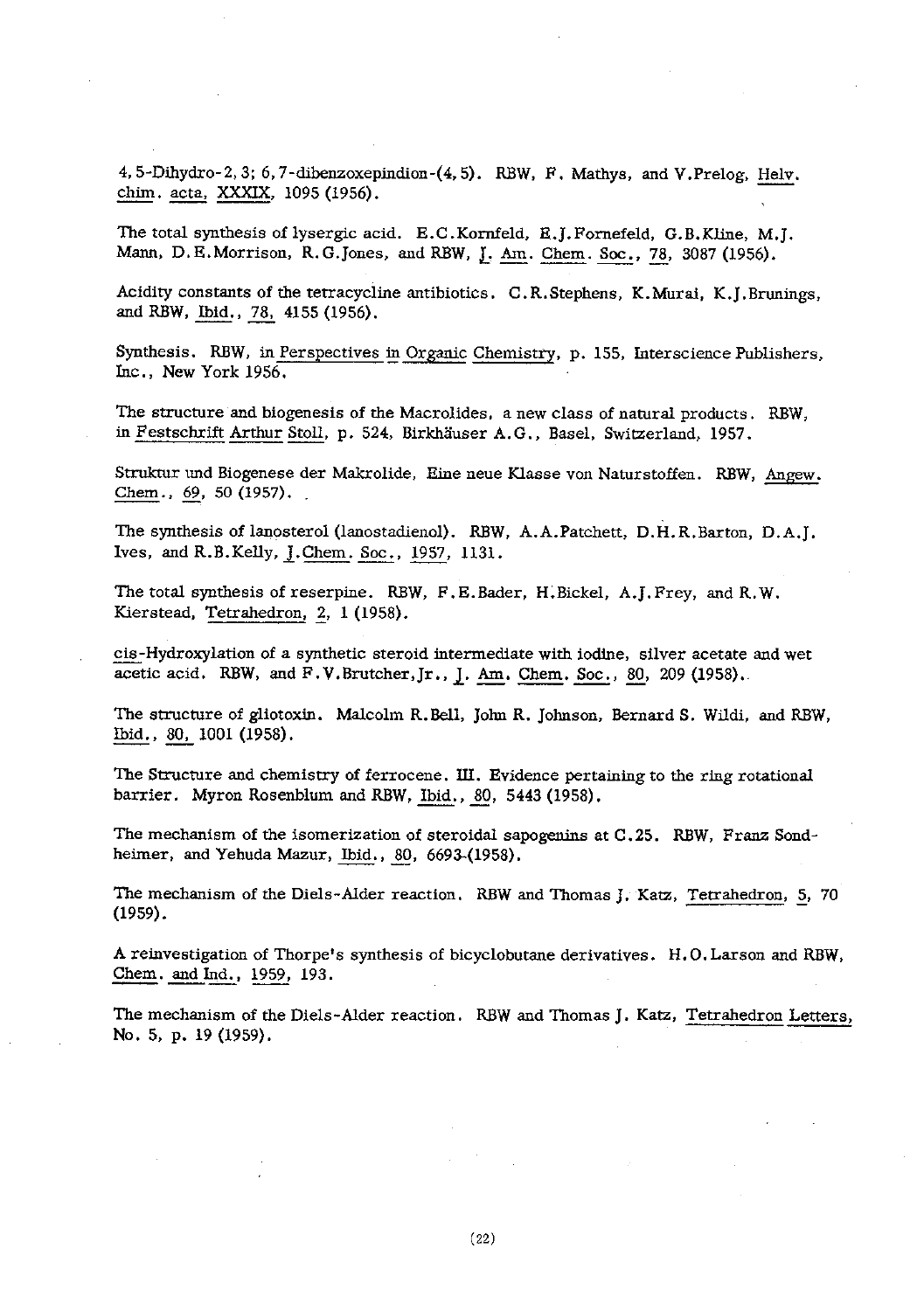4, 5-Dihydro-2, 3; 6, 7-dibenzoxepindion-(4, 5). RBW, F. Mathys, and V.Prelog, Helv. chim. acta, XXXIX, 1095 (1956).

The total synthesis of lysergic acid. E.C.Kornfeld, E.J.Fornefeld, G.B.Kline, M.J. Mann, D.E.Morrison, R.G.Jones, and RBW, J. Am. Chem. Soc., 78, 3087 (1956).

Acidity constants of the tetracycline antibiotics. C.R.Stephens, K.Murai, K.J.Brunings, and RBW, Ibid., 78, 4155 (1956).

Synthesis. RBW, in Perspectives in Organic Chemistry, p. 155, Interscience Publishers, Inc., New York 1956.

The structure and biogenesis of the Macrolides, a new class of natural products. RBW, in Festschrift Arthur Stoll, p. 524, Birkhäuser A.G., Basel, Switzerland, 1957.

Struktur und Biogenese der Makrolide, Eine neue Klasse von Naturstoffen. RBW, Angew. Chem., 69, 50 (1957).

The synthesis of lanosterol (lanostadienol). RBW, A.A.Patchett, D.H.R.Barton, D.A.J. Ives, and R.B.Kelly, J.Chem. Soc., 1957, 1131.

The total synthesis of reserpine. RBW, F.E.Bader, H.Bickel, A.J.Frey, and R.W. Kierstead, Tetrahedron, 2, 1 (1958).

cis-Hydroxylation of a synthetic steroid intermediate with iodine, silver acetate and wet acetic acid. RBW, and F.V.Brutcher,Jr., J. Am. Chem. Soc., 80, 209 (1958).

The structure of gliotoxin. Malcolm R.Bell, John R. Johnson, Bernard S. Wildi, and RBW, Ibid., 80, 1001 (1958).

The Structure and chemistry of ferrocene. III. Evidence pertaining to the ring rotational barrier. Myron Rosenblum and RBW, Ibid., 80, 5443 (1958).

The mechanism of the isomerization of steroidal sapogenins at C.25. RBW, Franz Sondheimer, and Yehuda Mazur, Ibid., 80, 6693-(1958).

The mechanism of the Diels-Alder reaction. RBW and Thomas J. Katz, Tetrahedron, 5, 70 (1959).

A reinvestigation of Thorpe's synthesis of bicyclobutane derivatives. H.O.Larson and RBW, Chem. and Ind., 1959, 193.

The mechanism of the Diels-Alder reaction. RBW and Thomas J. Katz, Tetrahedron Letters, No. 5, p. 19 (1959).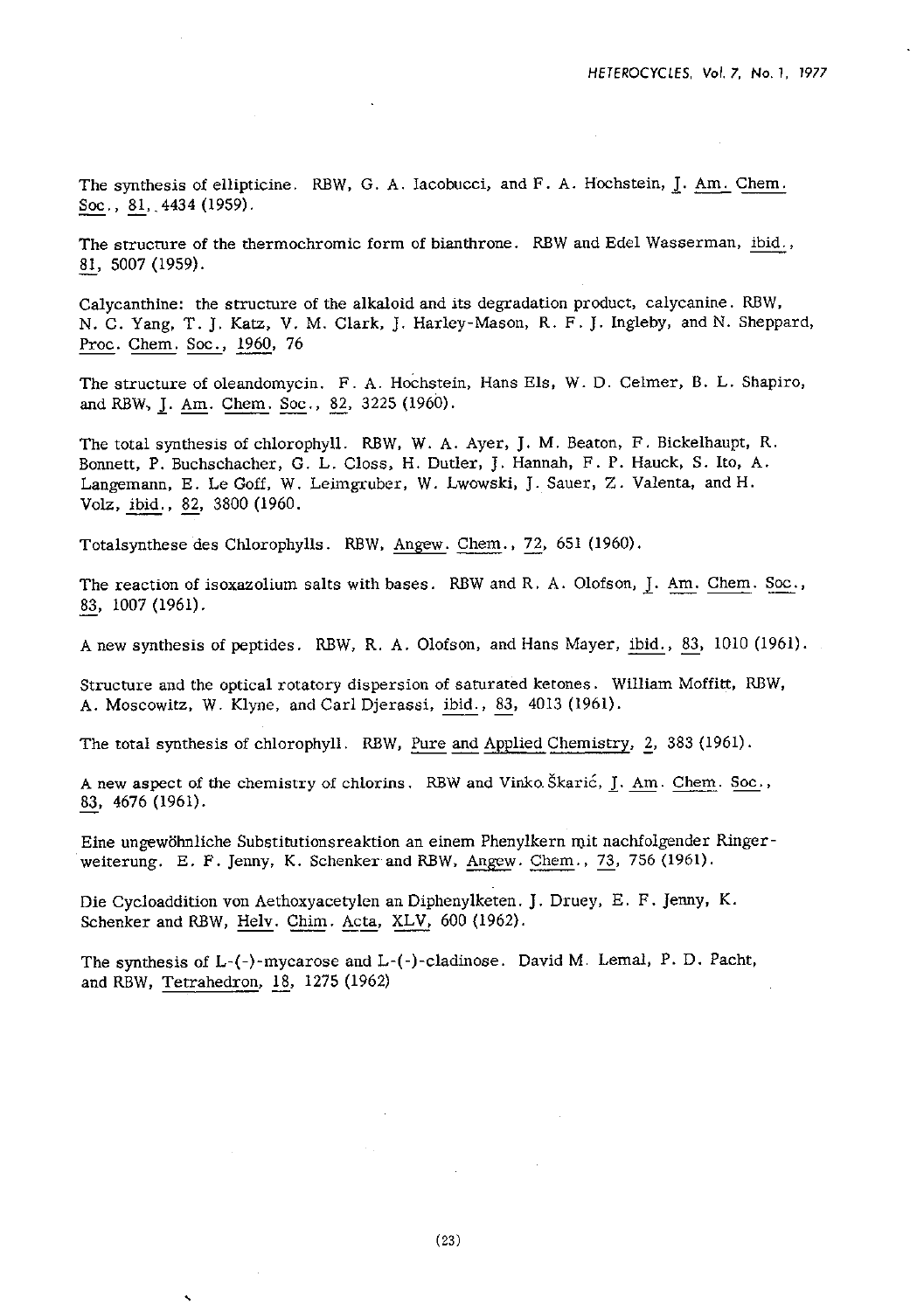The synthesis of ellipticine. RBW, G. A. Iacobucci, and F. A. Hochstein, J. Am. Chem. Soc., 81, 4434 (1959).

The structure of the thermochromic form of bianthrone. RBW and Edel Wasserman, ibid., 81, 5007 (1959).

Calycanthine: the structure of the alkaloid and its degradation product, calycanine. RBW, N. C. Yang, T. J. Katz, V. M. Clark, J. Harley-Mason, R. F. J. Ingleby, and N. Sheppard, Proc. Chem. Soc., 1960, 76

The structure of oleandomycin. F. A. Hochstein, Hans Els, W. D. Celmer, B. L. Shapiro, and RBW, J. Am. Chem. Soc., 82, 3225 (1960).

The total synthesis of chlorophyll. RBW, W. A. Ayer, J. M. Beaton, F. Bickelhaupt, R. Bonnett, P. Buchschacher, G. L. Closs, H. Dutler, J. Hannah, F. P. Hauck, S. Ito, A. Langemann, E. Le Goff, W. Leimgruber, W. Lwowski, J. Sauer, Z. Valenta, and H. Volz, ibid., 82, 3800 (1960.

Totalsynthese des Chlorophylls. RBW, Angew. Chem., 72, 651 (1960).

The reaction of isoxazolium salts with bases. RBW and R. A. Olofson, J. Am. Chem. Soc., 83, 1007 (1961).

A new synthesis of peptides. RBW, R. A. Olofson, and Hans Mayer, ibid., 83, 1010 (1961).

Structure and the optical rotatory dispersion of saturated ketones. William Moffitt, RBW, A. Moscowitz, W. Klyne, and Carl Djerassi, ibid., 83, 4013 (1961).

The total synthesis of chlorophyll. RBW, Pure and Applied Chemistry, 2, 383 (1961).

A new aspect of the chemistry of chlorins. RBW and Vinko Škarić, J. Am. Chem. Soc., 83, 4676 (1961).

Eine ungewöhnliche Substitutionsreaktion an einem Phenylkern mit nachfolgender Ringerweiterung. E. F. Jenny, K. Schenker and RBW, Angew. Chem., 73, 756 (1961).

Die Cycloaddition von Aethoxyacetylen an Diphenylketen. J. Druey, E. F. Jenny, K. Schenker and RBW, Helv. Chim. Acta, XLV, 600 (1962).

The synthesis of L-(-)-mycarose and L-(-)-cladinose. David M. Lemal, P. D. Pacht, and RBW, Tetrahedron, 18, 1275 (1962)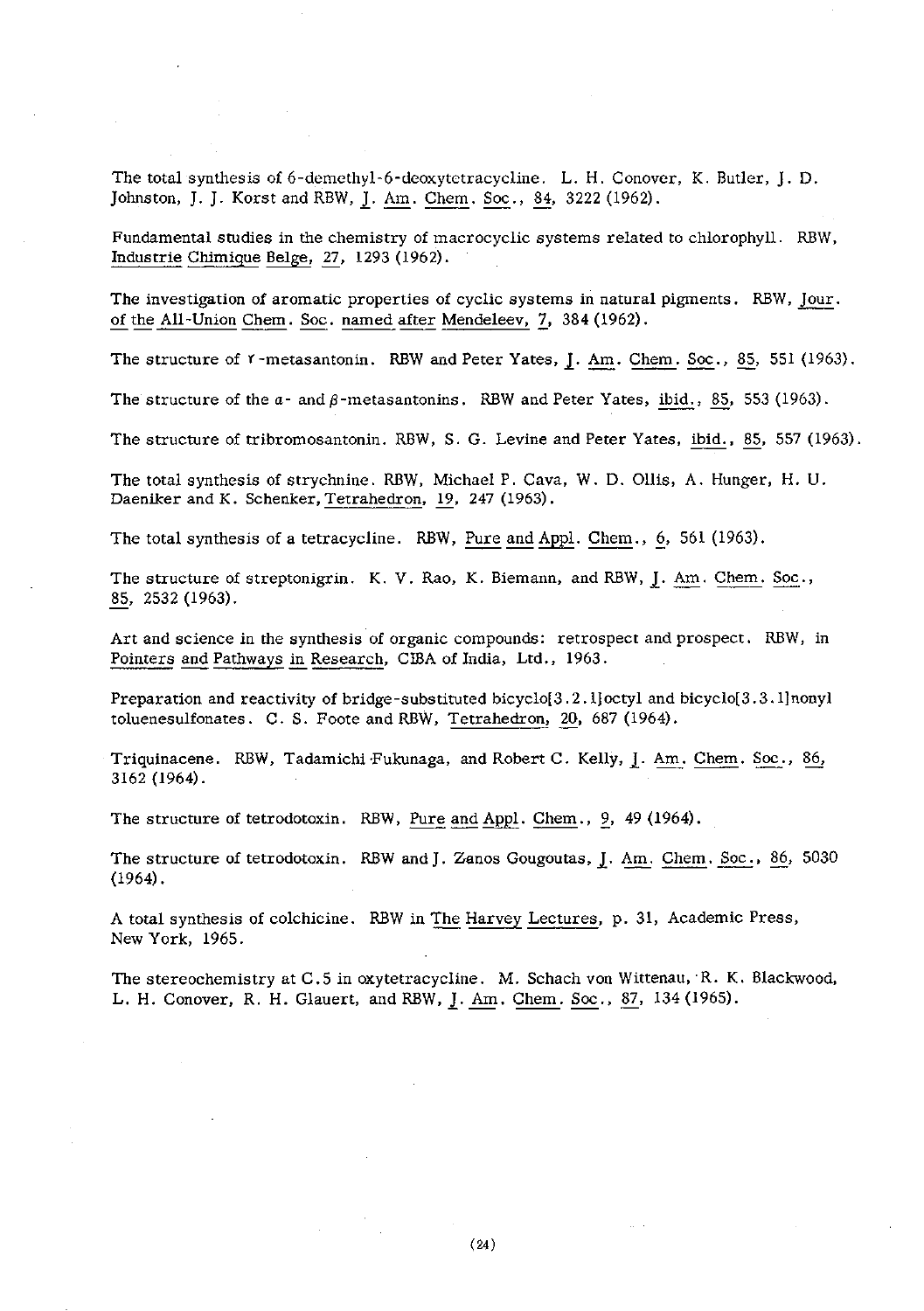The total synthesis of 6-demethyl-6-deoxytetracycline. L. H. Conover, K. Butler, J. D. Johnston, J. J. Korst and RBW, J. Am. Chem. Soc., 84, 3222 (1962).

Fundamental studies in the chemistry of macrocyclic systems related to chlorophyll. RBW, Industrie Chimique Belge, 27, 1293 (1962).

The investigation of aromatic properties of cyclic systems in natural pigments. RBW, Jour. of the All-Union Chem. Soc. named after Mendeleev, 7, 384 (1962).

The structure of γ-metasantonin. RBW and Peter Yates, J. Am. Chem. Soc., 85, 551 (1963).

The structure of the α- and β-metasantonins. RBW and Peter Yates, ibid., 85, 553 (1963).

The structure of tribromosantonin. RBW, S. G. Levine and Peter Yates, ibid., 85, 557 (1963).

The total synthesis of strychnine. RBW, Michael P. Cava, W. D. Ollis, A. Hunger, H. U. Daeniker and K. Schenker, Tetrahedron, 19, 247 (1963).

The total synthesis of a tetracycline. RBW, Pure and Appl. Chem., 6, 561 (1963).

The structure of streptonigrin. K. V. Rao, K. Biemann, and RBW, J. Am. Chem. Soc., 85, 2532 (1963).

Art and science in the synthesis of organic compounds: retrospect and prospect. RBW, in Pointers and Pathways in Research, CIBA of India, Ltd., 1963.

Preparation and reactivity of bridge-substituted bicyclo[3.2.1]octyl and bicyclo[3.3.1]nonyl toluenesulfonates. C. S. Foote and RBW, Tetrahedron, 20, 687 (1964).

Triquinacene. RBW, Tadamichi Fukunaga, and Robert C. Kelly, J. Am. Chem. Soc., 86, 3162 (1964).

The structure of tetrodotoxin. RBW, Pure and Appl. Chem., 9, 49 (1964).

The structure of tetrodotoxin. RBW and J. Zanos Gougoutas, J. Am. Chem. Soc., 86, 5030 (1964).

A total synthesis of colchicine. RBW in The Harvey Lectures, p. 31, Academic Press, New York, 1965.

The stereochemistry at C.5 in oxytetracycline. M. Schach von Wittenau, R. K. Blackwood, L. H. Conover, R. H. Glauert, and RBW, J. Am. Chem. Soc., 87, 134 (1965).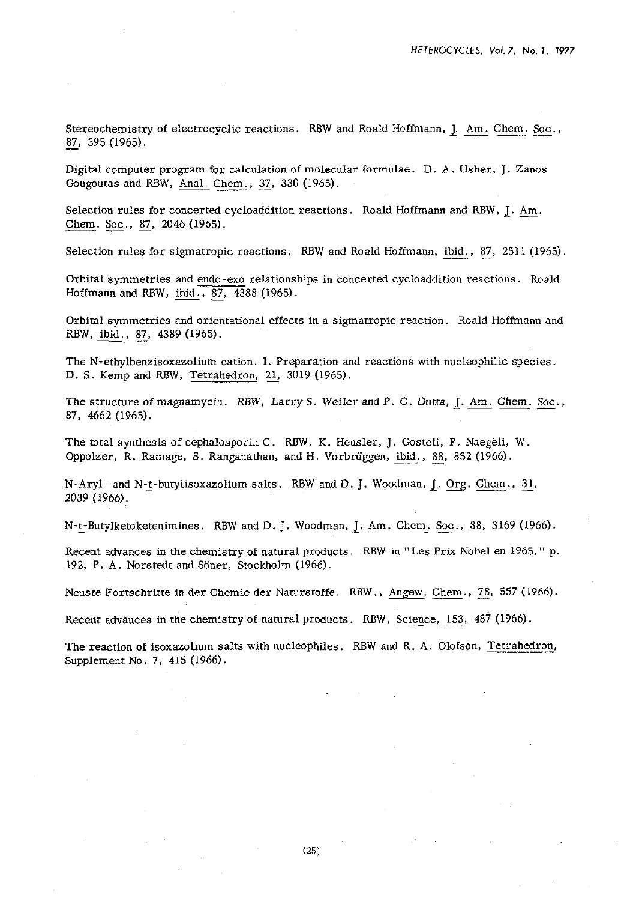Stereochemistry of electrocyclic reactions. RBW and Roald Hoffmann, J. Am. Chem. Soc., 87, 395 (1965).

Digital computer program for calculation of molecular formulae. D. A. Usher, J. Zanos Gougoutas and RBW, Anal. Chem., 37, 330 (1965).

Selection rules for concerted cycloaddition reactions. Roald Hoffmann and RBW, J. Am. Chem. Soc., 87, 2046 (1965).

Selection rules for sigmatropic reactions. RBW and Roald Hoffmann, ibid., 87, 2511 (1965).

Orbital symmetries and endo-exo relationships in concerted cycloaddition reactions. Roald Hoffmann and RBW, ibid., 87, 4388 (1965).

Orbital symmetries and orientational effects in a sigmatropic reaction. Roald Hoffmann and RBW, ibid., 87, 4389 (1965).

The N-ethylbenzisoxazolium cation. I. Preparation and reactions with nucleophilic species. D. S. Kemp and RBW, Tetrahedron, 21, 3019 (1965).

The structure of magnamycin. RBW, Larry S. Weiler and P. C. Dutta, J. Am. Chem. Soc., 87, 4662 (1965).

The total synthesis of cephalosporin C. RBW, K. Heusler, J. Gosteli, P. Naegeli, W. Oppolzer, R. Ramage, S. Ranganathan, and H. Vorbrüggen, ibid., 88, 852 (1966).

N-Aryl- and N-t-butylisoxazolium salts. RBW and D. J. Woodman, J. Org. Chem., 31, 2039 (1966).

N-t-Butylketoketenimines. RBW and D. J. Woodman, J. Am. Chem. Soc., 88, 3169 (1966).

Recent advances in the chemistry of natural products. RBW in "Les Prix Nobel en 1965," p. 192, P. A. Norstedt and Söner, Stockholm (1966).

Neuste Fortschritte in der Chemie der Naturstoffe. RBW., Angew. Chem., 78, 557 (1966).

Recent advances in the chemistry of natural products. RBW, Science, 153, 487 (1966).

The reaction of isoxazolium salts with nucleophiles. RBW and R. A. Olofson, Tetrahedron, Supplement No. 7, 415 (1966).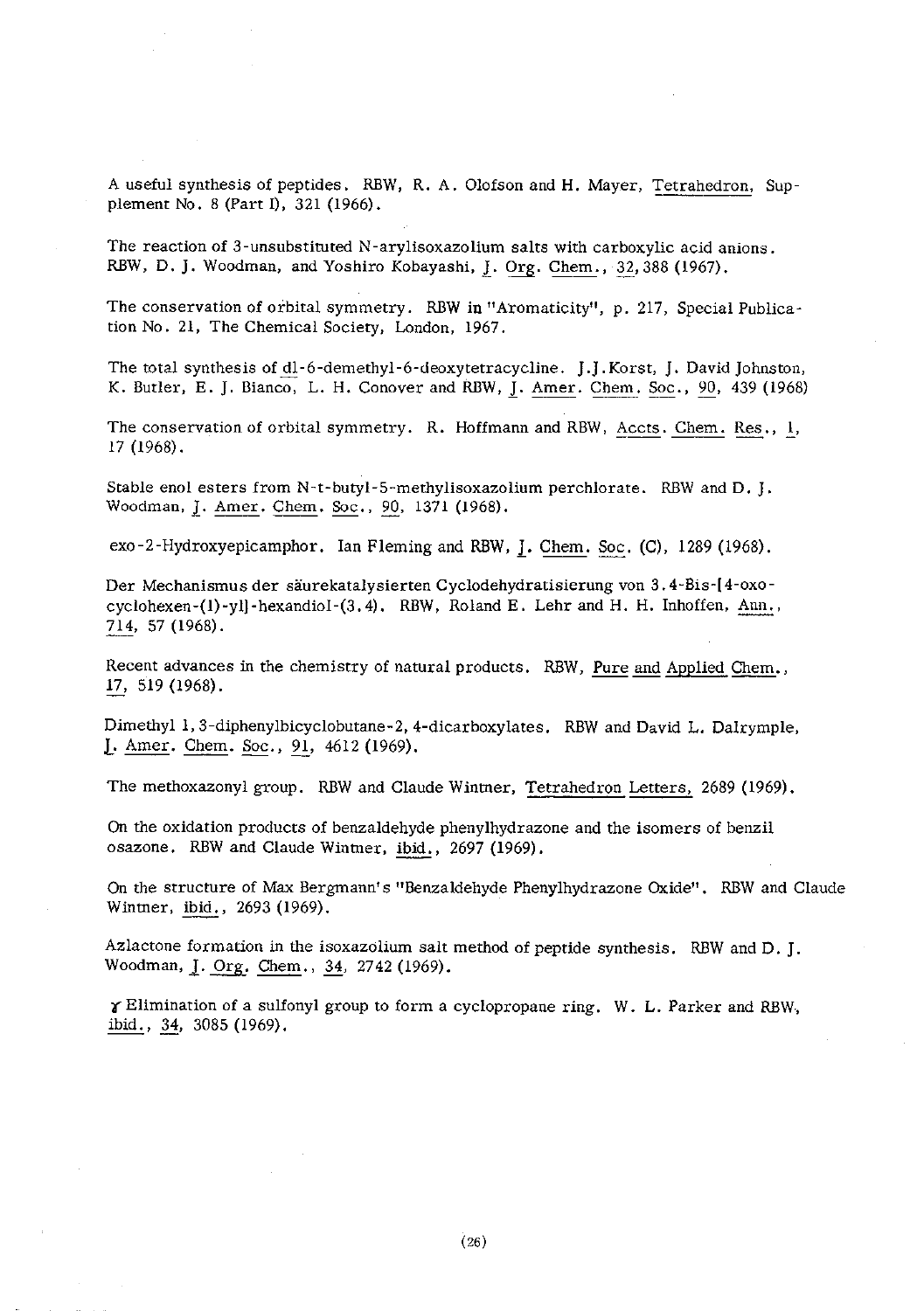A useful synthesis of peptides. RBW, R. A. Olofson and H. Mayer, Tetrahedron, Supplement No. 8 (Part I), 321 (1966).

The reaction of 3-unsubstituted N-arylisoxazolium salts with carboxylic acid anions. RBW, D. J. Woodman, and Yoshiro Kobayashi, J. Org. Chem., 32, 388 (1967).

The conservation of orbital symmetry. RBW in "Aromaticity", p. 217, Special Publication No. 21, The Chemical Society, London, 1967.

The total synthesis of dl-6-demethyl-6-deoxytetracycline. J.J.Korst, J. David Johnston, K. Butler, E. J. Bianco, L. H. Conover and RBW, J. Amer. Chem. Soc., 90, 439 (1968)

The conservation of orbital symmetry. R. Hoffmann and RBW, Accts. Chem. Res., 1, 17 (1968).

Stable enol esters from N-t-butyl-5-methylisoxazolium perchlorate. RBW and D. J. Woodman, J. Amer. Chem. Soc., 90, 1371 (1968).

exo-2-Hydroxyepicamphor. Ian Fleming and RBW, J. Chem. Soc. (C), 1289 (1968).

Der Mechanismus der säurekatalysierten Cyclodehydratisierung von 3.4-Bis-[4-oxo-cyclohexen-(1)-yl]-hexandiol-(3.4). RBW, Roland E. Lehr and H. H. Inhoffen, Ann., 714, 57 (1968).

Recent advances in the chemistry of natural products. RBW, Pure and Applied Chem., 17, 519 (1968).

Dimethyl 1,3-diphenylbicyclobutane-2,4-dicarboxylates. RBW and David L. Dalrymple, J. Amer. Chem. Soc., 91, 4612 (1969).

The methoxazonyl group. RBW and Claude Wintner, Tetrahedron Letters, 2689 (1969).

On the oxidation products of benzaldehyde phenylhydrazone and the isomers of benzil osazone. RBW and Claude Wintner, ibid., 2697 (1969).

On the structure of Max Bergmann's "Benzaldehyde Phenylhydrazone Oxide". RBW and Claude Wintner, ibid., 2693 (1969).

Azlactone formation in the isoxazolium salt method of peptide synthesis. RBW and D. J. Woodman, J. Org. Chem., 34, 2742 (1969).

$\gamma$ Elimination of a sulfonyl group to form a cyclopropane ring. W. L. Parker and RBW, ibid., 34, 3085 (1969).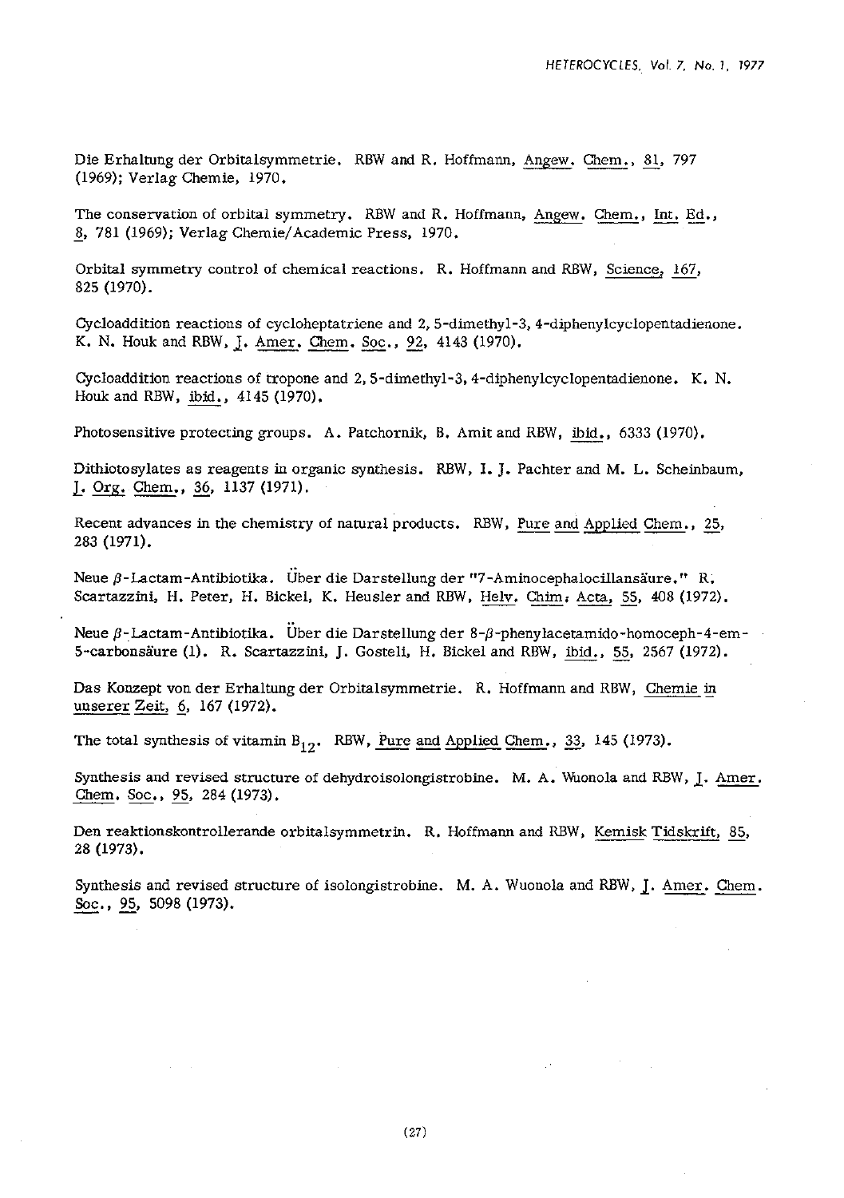Die Erhaltung der Orbitalsymmetrie. RBW and R. Hoffmann, Angew. Chem., 81, 797 (1969); Verlag Chemie, 1970.

The conservation of orbital symmetry. RBW and R. Hoffmann, Angew. Chem., Int. Ed., 8, 781 (1969); Verlag Chemie/Academic Press, 1970.

Orbital symmetry control of chemical reactions. R. Hoffmann and RBW, Science, 167, 825 (1970).

Cycloaddition reactions of cycloheptatriene and 2, 5-dimethyl-3, 4-diphenylcyclopentadienone. K. N. Houk and RBW, J. Amer. Chem. Soc., 92, 4143 (1970).

Cycloaddition reactions of tropone and 2, 5-dimethyl-3, 4-diphenylcyclopentadienone. K. N. Houk and RBW, ibid., 4145 (1970).

Photosensitive protecting groups. A. Patchornik, B. Amit and RBW, ibid., 6333 (1970).

Dithiotosylates as reagents in organic synthesis. RBW, I. J. Pachter and M. L. Scheinbaum, J. Org. Chem., 36, 1137 (1971).

Recent advances in the chemistry of natural products. RBW, Pure and Applied Chem., 25, 283 (1971).

Neue β-Lactam-Antibiotika. Über die Darstellung der "7-Aminocephalocillansäure." R. Scartazzini, H. Peter, H. Bickel, K. Heusler and RBW, Helv. Chim. Acta, 55, 408 (1972).

Neue β-Lactam-Antibiotika. Über die Darstellung der 8-β-phenylacetamido-homoceph-4-em-5-carbonsäure (1). R. Scartazzini, J. Gosteli, H. Bickel and RBW, ibid., 55, 2567 (1972).

Das Konzept von der Erhaltung der Orbitalsymmetrie. R. Hoffmann and RBW, Chemie in unserer Zeit, 6, 167 (1972).

The total synthesis of vitamin $B_{12}$. RBW, Pure and Applied Chem., 33, 145 (1973).

Synthesis and revised structure of dehydroisolongistrobine. M. A. Wuonola and RBW, J. Amer. Chem. Soc., 95, 284 (1973).

Den reaktionskontrollerande orbitalsymmetrin. R. Hoffmann and RBW, Kemisk Tidskrift, 85, 28 (1973).

Synthesis and revised structure of isolongistrobine. M. A. Wuonola and RBW, J. Amer. Chem. Soc., 95, 5098 (1973).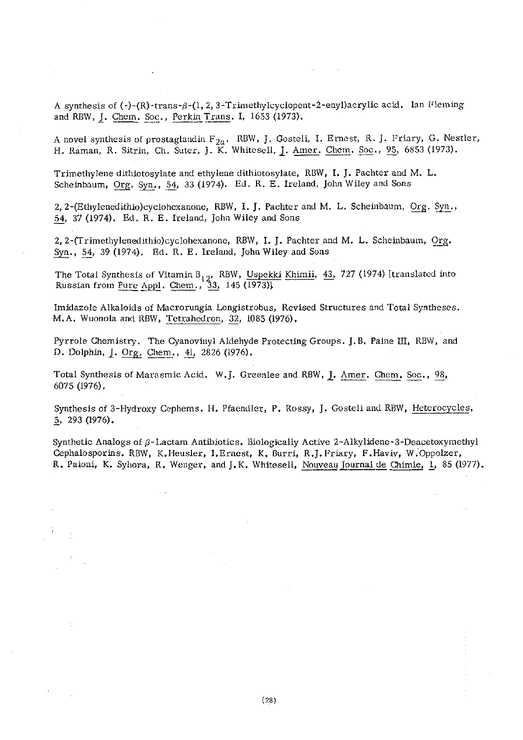A synthesis of (-)-(R)-trans-$\beta$-(1, 2, 3-Trimethylcyclopent-2-enyl)acrylic acid. Ian Fleming and RBW, J. Chem. Soc., Perkin Trans. I, 1653 (1973).

A novel synthesis of prostaglandin $F_{2\alpha}$. RBW, J. Gosteli, I. Ernest, R. J. Friary, G. Nestler, H. Raman, R. Sitrin, Ch. Suter, J. K. Whitesell, J. Amer. Chem. Soc., 95, 6853 (1973).

Trimethylene dithiotosylate and ethylene dithiotosylate, RBW, I. J. Pachter and M. L. Scheinbaum, Org. Syn., 54, 33 (1974). Ed. R. E. Ireland, John Wiley and Sons

2, 2-(Ethylenedithio)cyclohexanone, RBW, I. J. Pachter and M. L. Scheinbaum, Org. Syn., 54, 37 (1974). Ed. R. E. Ireland, John Wiley and Sons

2, 2-(Trimethylenedithio)cyclohexanone, RBW, I. J. Pachter and M. L. Scheinbaum, Org. Syn., 54, 39 (1974). Ed. R. E. Ireland, John Wiley and Sons

The Total Synthesis of Vitamin $B_{12}$, RBW, Uspekki Khimii, 43, 727 (1974) [translated into Russian from Pure Appl. Chem., 33, 145 (1973)].

Imidazole Alkaloids of Macrorungia Longistrobus, Revised Structures and Total Syntheses. M.A. Wuonola and RBW, Tetrahedron, 32, 1085 (1976).

Pyrrole Chemistry. The Cyanovinyl Aldehyde Protecting Groups. J.B. Paine III, RBW, and D. Dolphin, J. Org. Chem., 41, 2826 (1976).

Total Synthesis of Marasmic Acid. W.J. Greenlee and RBW, J. Amer. Chem. Soc., 98, 6075 (1976).

Synthesis of 3-Hydroxy Cephems. H. Pfaendler, P. Rossy, J. Gosteli and RBW, Heterocycles, 5, 293 (1976).

Synthetic Analogs of $\beta$-Lactam Antibiotics. Biologically Active 2-Alkylidene-3-Deacetoxymethyl Cephalosporins. RBW, K. Heusler, I. Ernest, K. Burri, R.J. Friary, F. Haviv, W. Oppolzer, R. Paioni, K. Syhora, R. Wenger, and J.K. Whitesell, Nouveau Journal de Chimie, 1, 85 (1977).